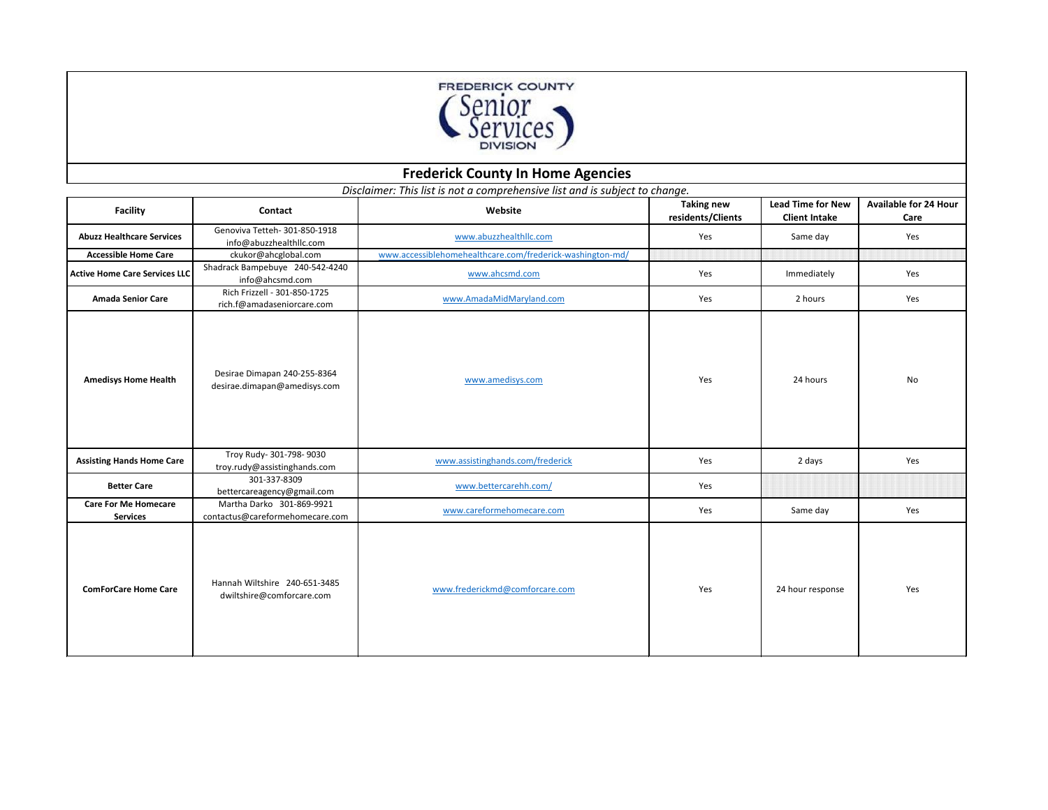FREDERICK COUNTY Senior Services DIVISION

# Frederick County In Home Agencies

*Disclaimer: This list is not a comprehensive list and is subject to change.*

| Facility | Contact | Website | Taking new residents/Clients | Lead Time for New Client Intake | Available for 24 Hour Care |
|---|---|---|---|---|---|
| **Abuzz Healthcare Services** | Genoviva Tetteh- 301-850-1918 info@abuzzhealthllc.com | www.abuzzhealthllc.com | Yes | Same day | Yes |
| **Accessible Home Care** | ckukor@ahcglobal.com | www.accessiblehomehealthcare.com/frederick-washington-md/ | | | |
| **Active Home Care Services LLC** | Shadrack Bampebuye 240-542-4240 info@ahcsmd.com | www.ahcsmd.com | Yes | Immediately | Yes |
| **Amada Senior Care** | Rich Frizzell - 301-850-1725 rich.f@amadaseniorcare.com | www.AmadaMidMaryland.com | Yes | 2 hours | Yes |
| **Amedisys Home Health** | Desirae Dimapan 240-255-8364 desirae.dimapan@amedisys.com | www.amedisys.com | Yes | 24 hours | No |
| **Assisting Hands Home Care** | Troy Rudy- 301-798- 9030 troy.rudy@assistinghands.com | www.assistinghands.com/frederick | Yes | 2 days | Yes |
| **Better Care** | 301-337-8309 bettercareagency@gmail.com | www.bettercarehh.com/ | Yes | | |
| **Care For Me Homecare Services** | Martha Darko 301-869-9921 contactus@careformehomecare.com | www.careformehomecare.com | Yes | Same day | Yes |
| **ComForCare Home Care** | Hannah Wiltshire 240-651-3485 dwiltshire@comforcare.com | www.frederickmd@comforcare.com | Yes | 24 hour response | Yes |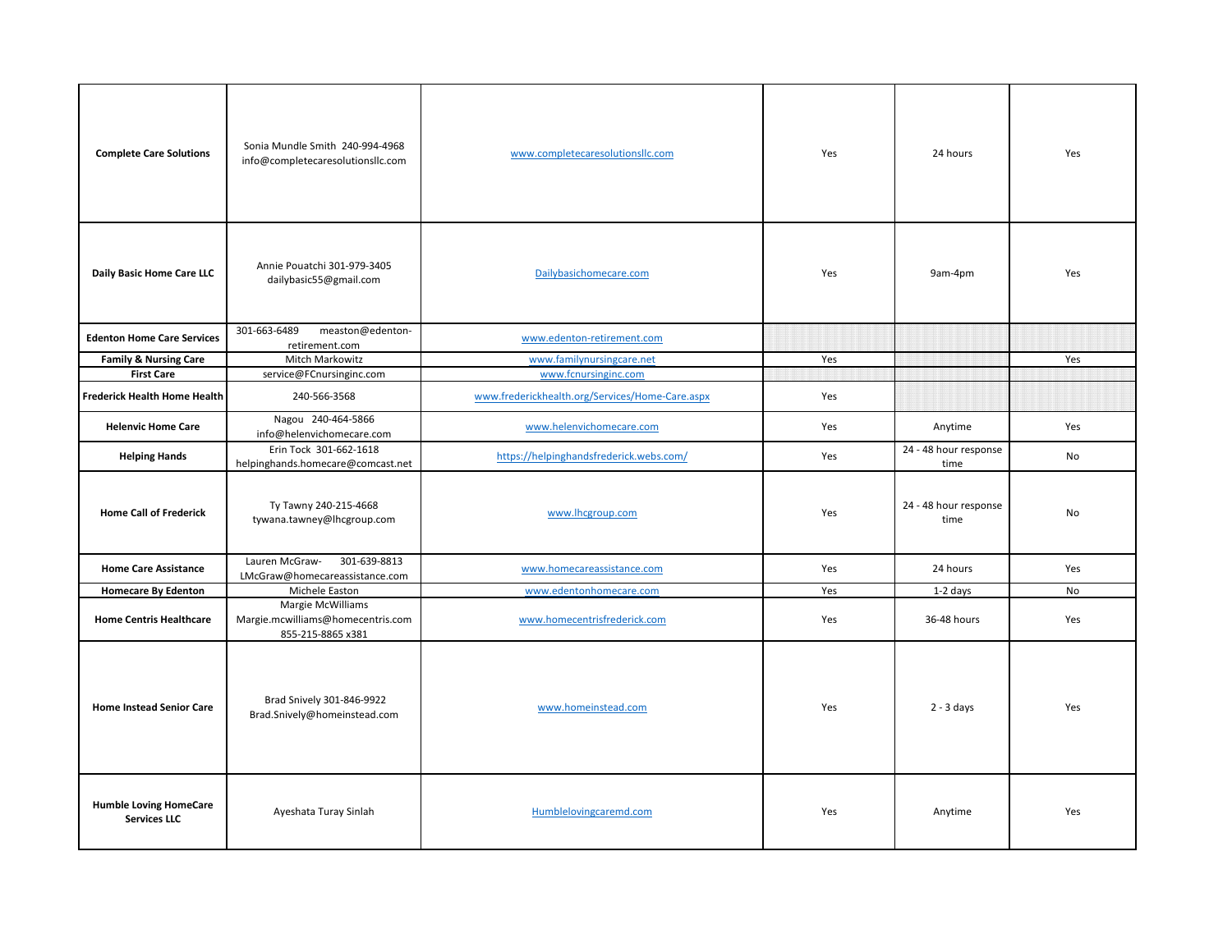| | | | | | |
|---|---|---|---|---|---|
| **Complete Care Solutions** | Sonia Mundle Smith 240-994-4968 info@completecaresolutionsllc.com | www.completecaresolutionsllc.com | Yes | 24 hours | Yes |
| **Daily Basic Home Care LLC** | Annie Pouatchi 301-979-3405 dailybasic55@gmail.com | Dailybasichomecare.com | Yes | 9am-4pm | Yes |
| **Edenton Home Care Services** | 301-663-6489 measton@edenton-retirement.com | www.edenton-retirement.com | | | |
| **Family & Nursing Care** | Mitch Markowitz | www.familynursingcare.net | Yes | | Yes |
| **First Care** | service@FCnursinginc.com | www.fcnursinginc.com | | | |
| **Frederick Health Home Health** | 240-566-3568 | www.frederickhealth.org/Services/Home-Care.aspx | Yes | | |
| **Helenvic Home Care** | Nagou 240-464-5866 info@helenvichomecare.com | www.helenvichomecare.com | Yes | Anytime | Yes |
| **Helping Hands** | Erin Tock 301-662-1618 helpinghands.homecare@comcast.net | https://helpinghandsfrederick.webs.com/ | Yes | 24 - 48 hour response time | No |
| **Home Call of Frederick** | Ty Tawny 240-215-4668 tywana.tawney@lhcgroup.com | www.lhcgroup.com | Yes | 24 - 48 hour response time | No |
| **Home Care Assistance** | Lauren McGraw- 301-639-8813 LMcGraw@homecareassistance.com | www.homecareassistance.com | Yes | 24 hours | Yes |
| **Homecare By Edenton** | Michele Easton | www.edentonhomecare.com | Yes | 1-2 days | No |
| **Home Centris Healthcare** | Margie McWilliams Margie.mcwilliams@homecentris.com 855-215-8865 x381 | www.homecentrisfrederick.com | Yes | 36-48 hours | Yes |
| **Home Instead Senior Care** | Brad Snively 301-846-9922 Brad.Snively@homeinstead.com | www.homeinstead.com | Yes | 2 - 3 days | Yes |
| **Humble Loving HomeCare Services LLC** | Ayeshata Turay Sinlah | Humblelovingcaremd.com | Yes | Anytime | Yes |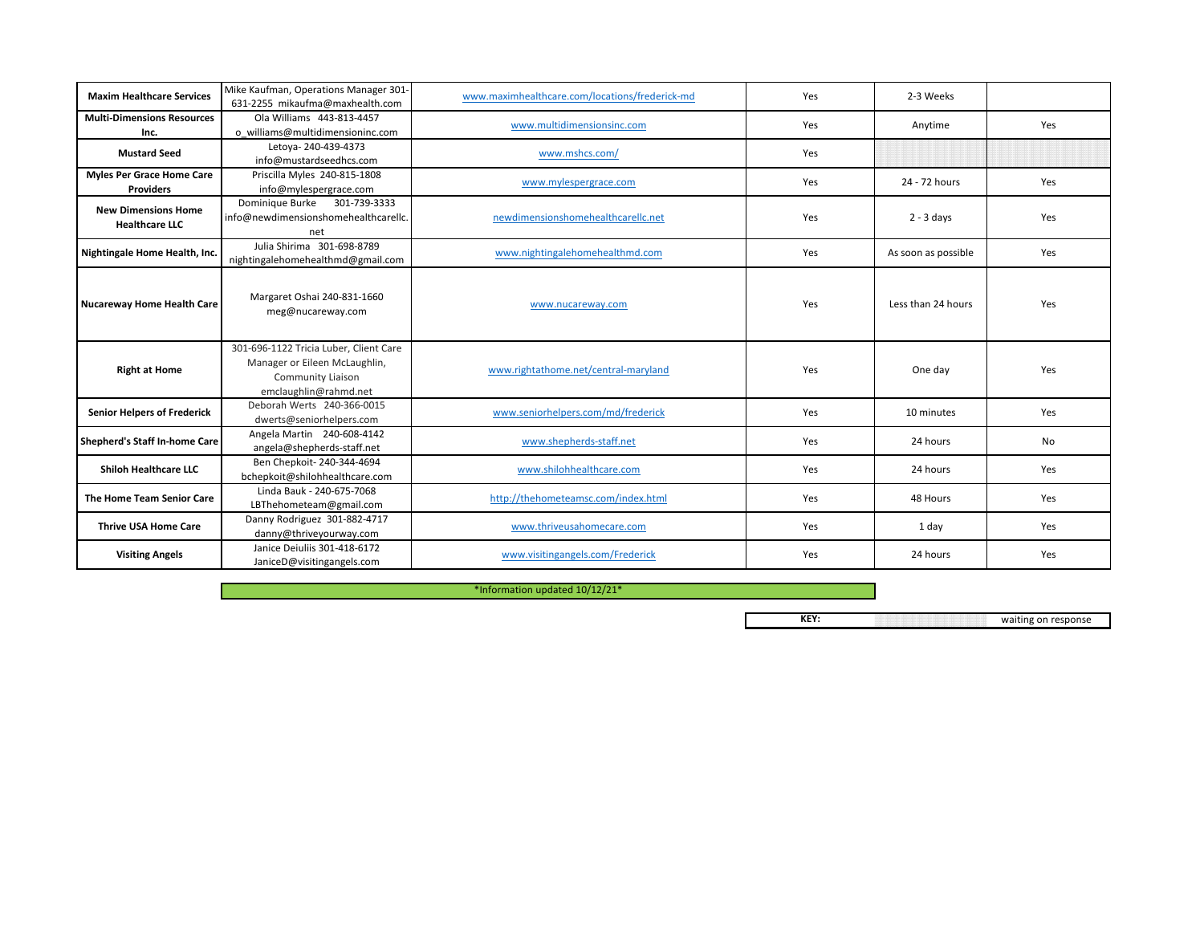| | | | | | |
|---|---|---|---|---|---|
| **Maxim Healthcare Services** | Mike Kaufman, Operations Manager 301-631-2255 mikaufma@maxhealth.com | www.maximhealthcare.com/locations/frederick-md | Yes | 2-3 Weeks | |
| **Multi-Dimensions Resources Inc.** | Ola Williams 443-813-4457 o_williams@multidimensioninc.com | www.multidimensionsinc.com | Yes | Anytime | Yes |
| **Mustard Seed** | Letoya- 240-439-4373 info@mustardseedhcs.com | www.mshcs.com/ | Yes | | |
| **Myles Per Grace Home Care Providers** | Priscilla Myles 240-815-1808 info@mylespergrace.com | www.mylespergrace.com | Yes | 24 - 72 hours | Yes |
| **New Dimensions Home Healthcare LLC** | Dominique Burke 301-739-3333 info@newdimensionshomehealthcarellc.net | newdimensionshomehealthcarellc.net | Yes | 2 - 3 days | Yes |
| **Nightingale Home Health, Inc.** | Julia Shirima 301-698-8789 nightingalehomehealthmd@gmail.com | www.nightingalehomehealthmd.com | Yes | As soon as possible | Yes |
| **Nucareway Home Health Care** | Margaret Oshai 240-831-1660 meg@nucareway.com | www.nucareway.com | Yes | Less than 24 hours | Yes |
| **Right at Home** | 301-696-1122 Tricia Luber, Client Care Manager or Eileen McLaughlin, Community Liaison emclaughlin@rahmd.net | www.rightathome.net/central-maryland | Yes | One day | Yes |
| **Senior Helpers of Frederick** | Deborah Werts 240-366-0015 dwerts@seniorhelpers.com | www.seniorhelpers.com/md/frederick | Yes | 10 minutes | Yes |
| **Shepherd's Staff In-home Care** | Angela Martin 240-608-4142 angela@shepherds-staff.net | www.shepherds-staff.net | Yes | 24 hours | No |
| **Shiloh Healthcare LLC** | Ben Chepkoit- 240-344-4694 bchepkoit@shilohhealthcare.com | www.shilohhealthcare.com | Yes | 24 hours | Yes |
| **The Home Team Senior Care** | Linda Bauk - 240-675-7068 LBThehometeam@gmail.com | http://thehometeamsc.com/index.html | Yes | 48 Hours | Yes |
| **Thrive USA Home Care** | Danny Rodriguez 301-882-4717 danny@thriveyourway.com | www.thriveusahomecare.com | Yes | 1 day | Yes |
| **Visiting Angels** | Janice Deiuliis 301-418-6172 JaniceD@visitingangels.com | www.visitingangels.com/Frederick | Yes | 24 hours | Yes |

*Information updated 10/12/21*

| | | |
|---|---|---|
| **KEY:** | | waiting on response |